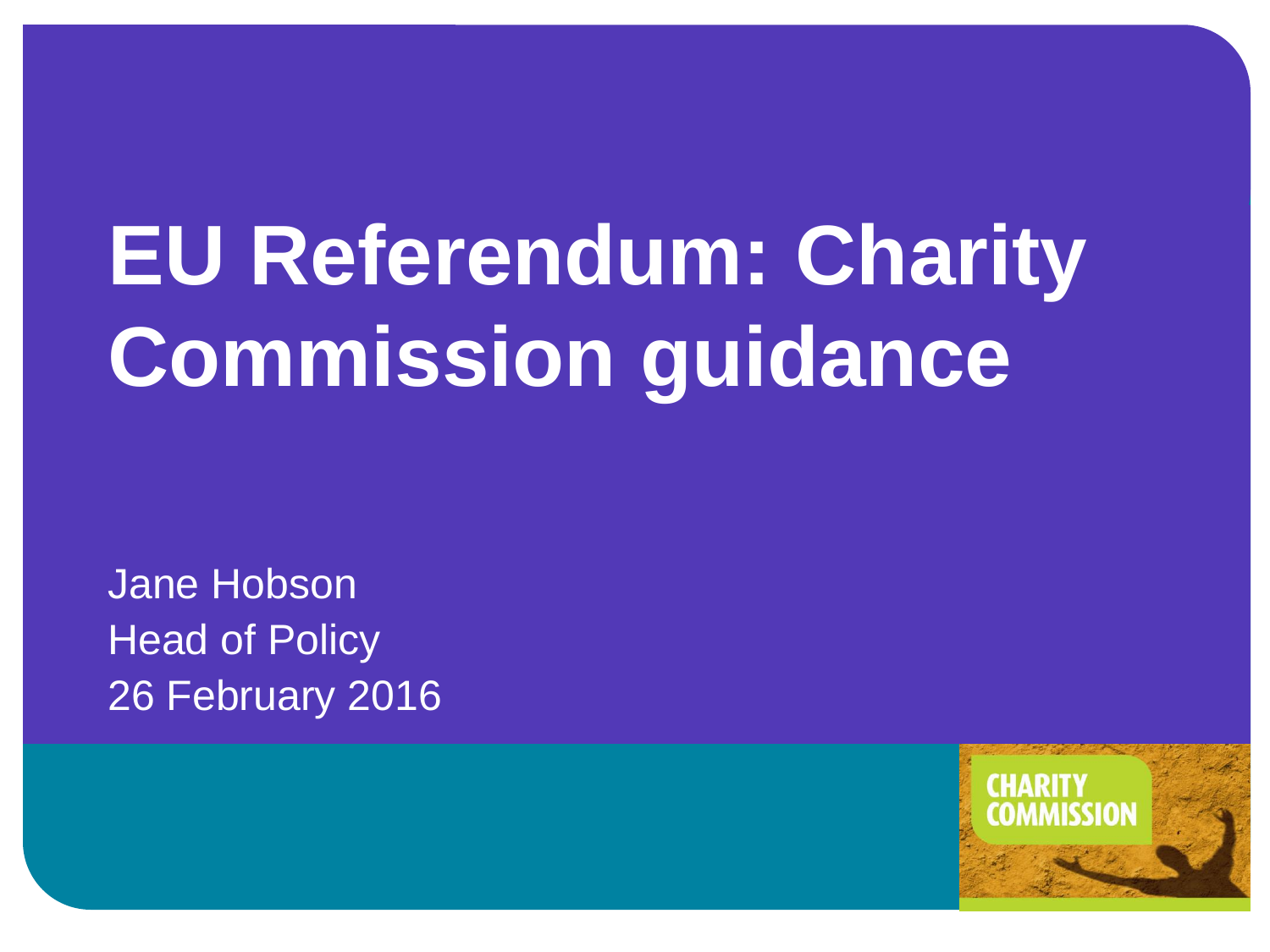# EU Referendum: Charity Commission guidance

Jane Hobson
Head of Policy
26 February 2016

CHARITY COMMISSION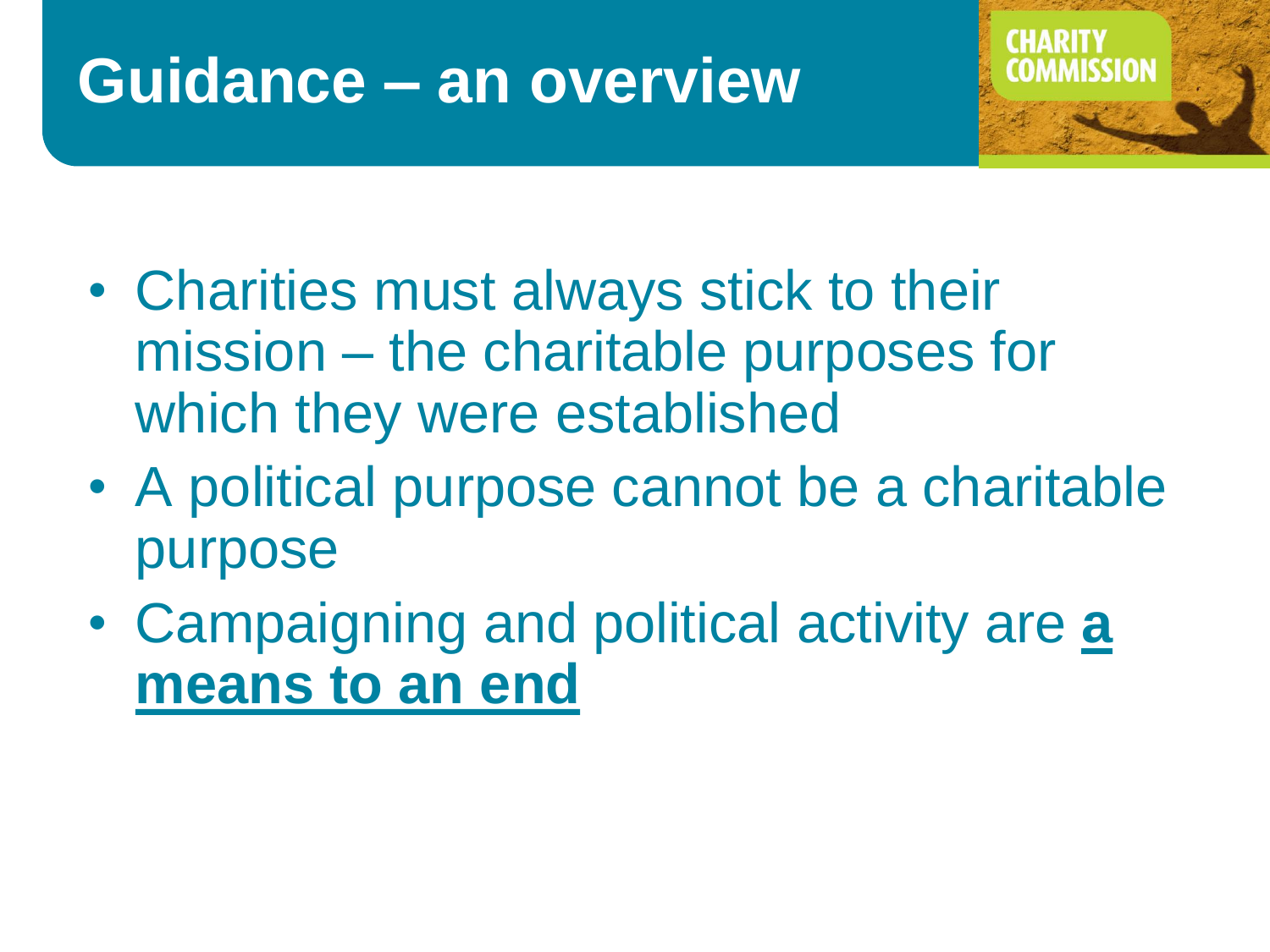# Guidance – an overview

- Charities must always stick to their mission – the charitable purposes for which they were established
- A political purpose cannot be a charitable purpose
- Campaigning and political activity are **a means to an end**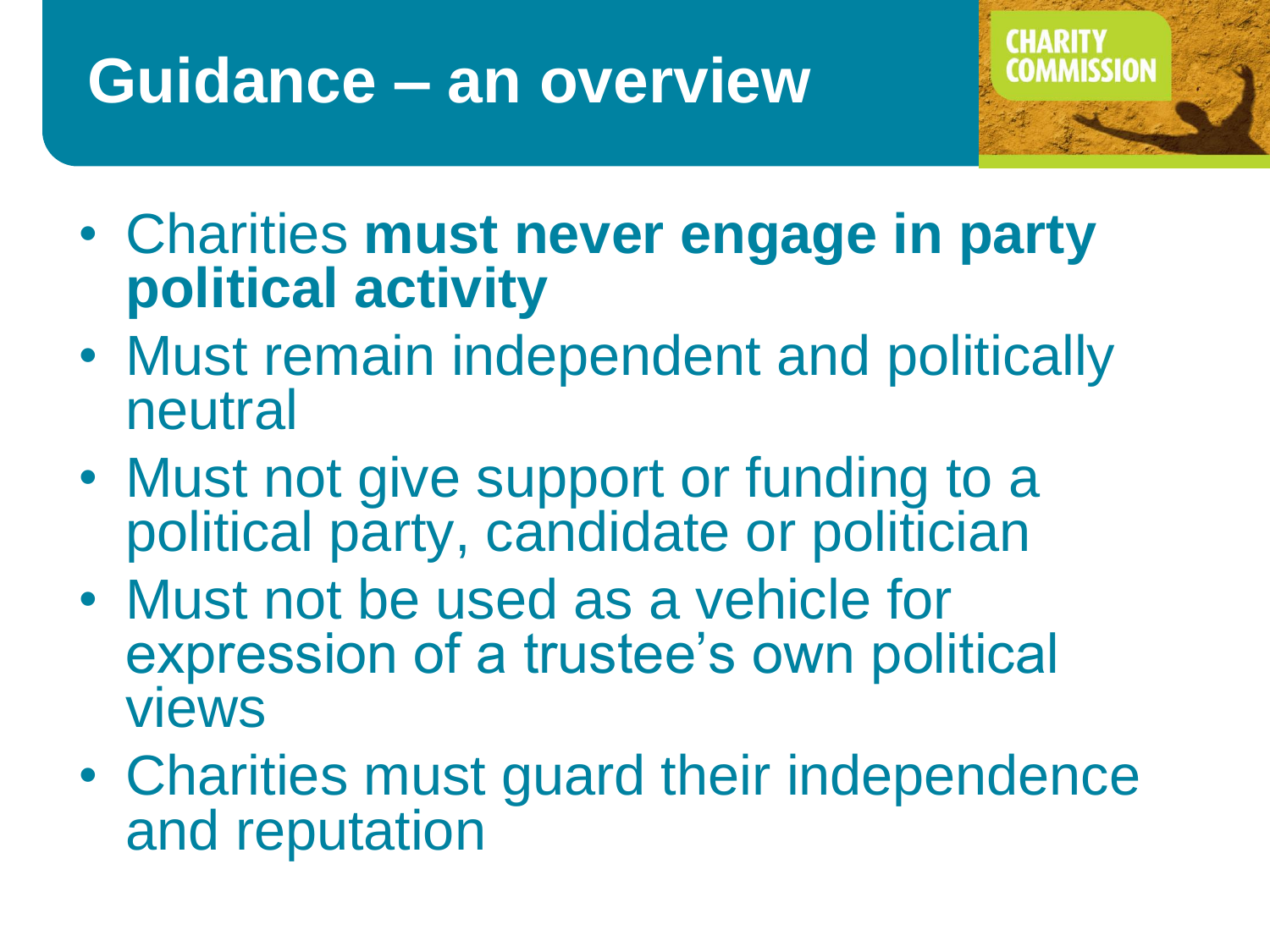# Guidance – an overview

- Charities **must never engage in party political activity**
- Must remain independent and politically neutral
- Must not give support or funding to a political party, candidate or politician
- Must not be used as a vehicle for expression of a trustee's own political views
- Charities must guard their independence and reputation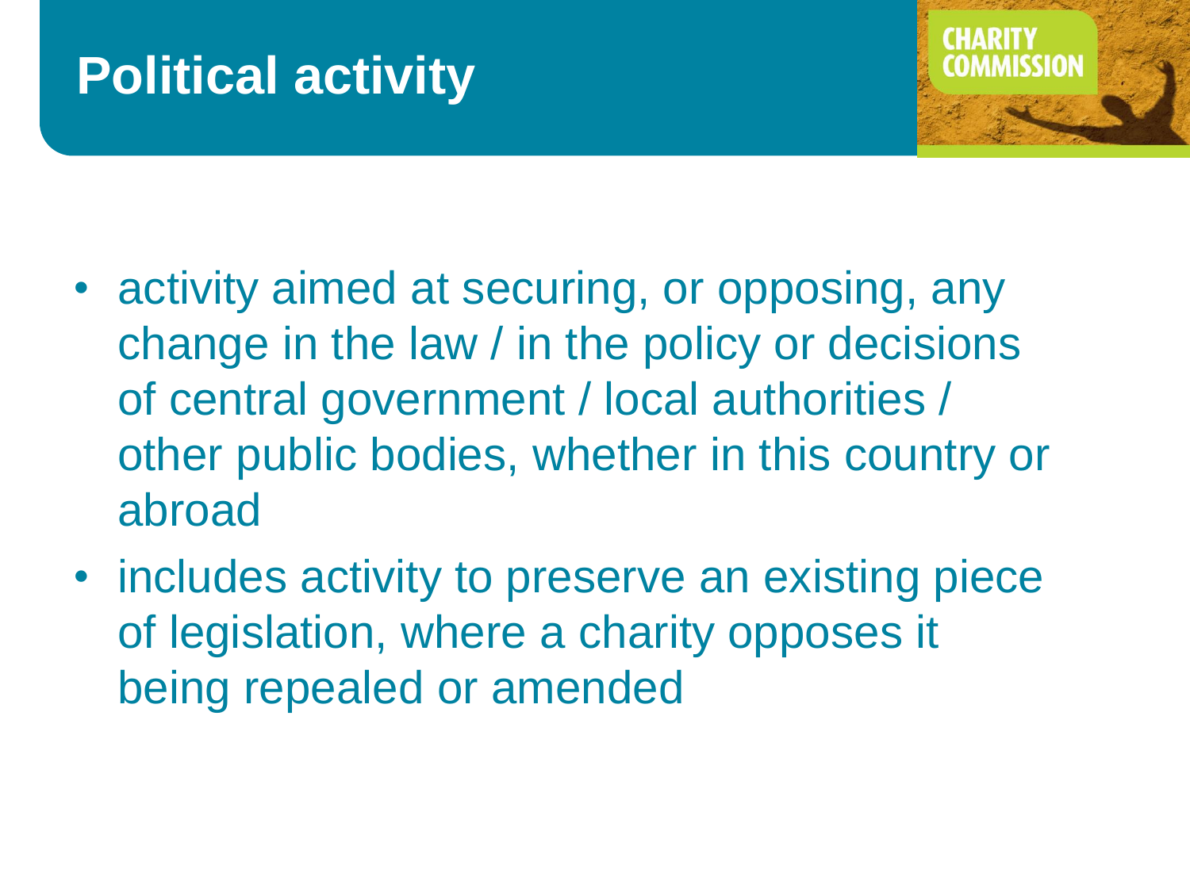# Political activity

- activity aimed at securing, or opposing, any change in the law / in the policy or decisions of central government / local authorities / other public bodies, whether in this country or abroad
- includes activity to preserve an existing piece of legislation, where a charity opposes it being repealed or amended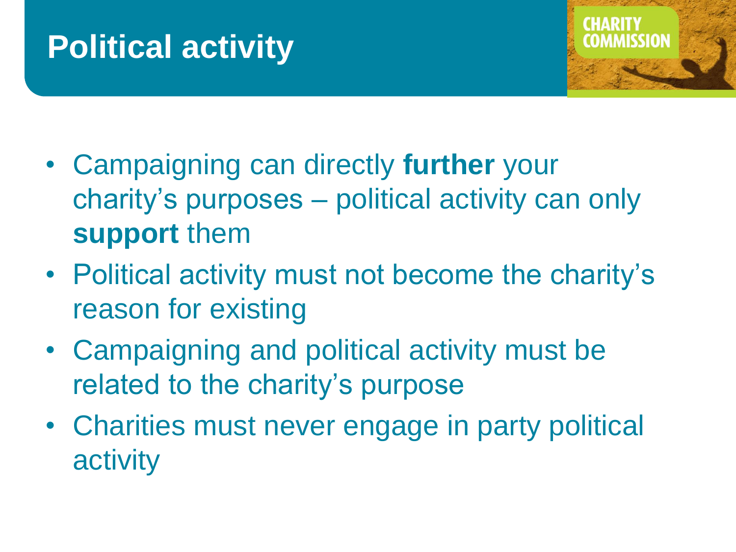# Political activity

- Campaigning can directly **further** your charity's purposes – political activity can only **support** them
- Political activity must not become the charity's reason for existing
- Campaigning and political activity must be related to the charity's purpose
- Charities must never engage in party political activity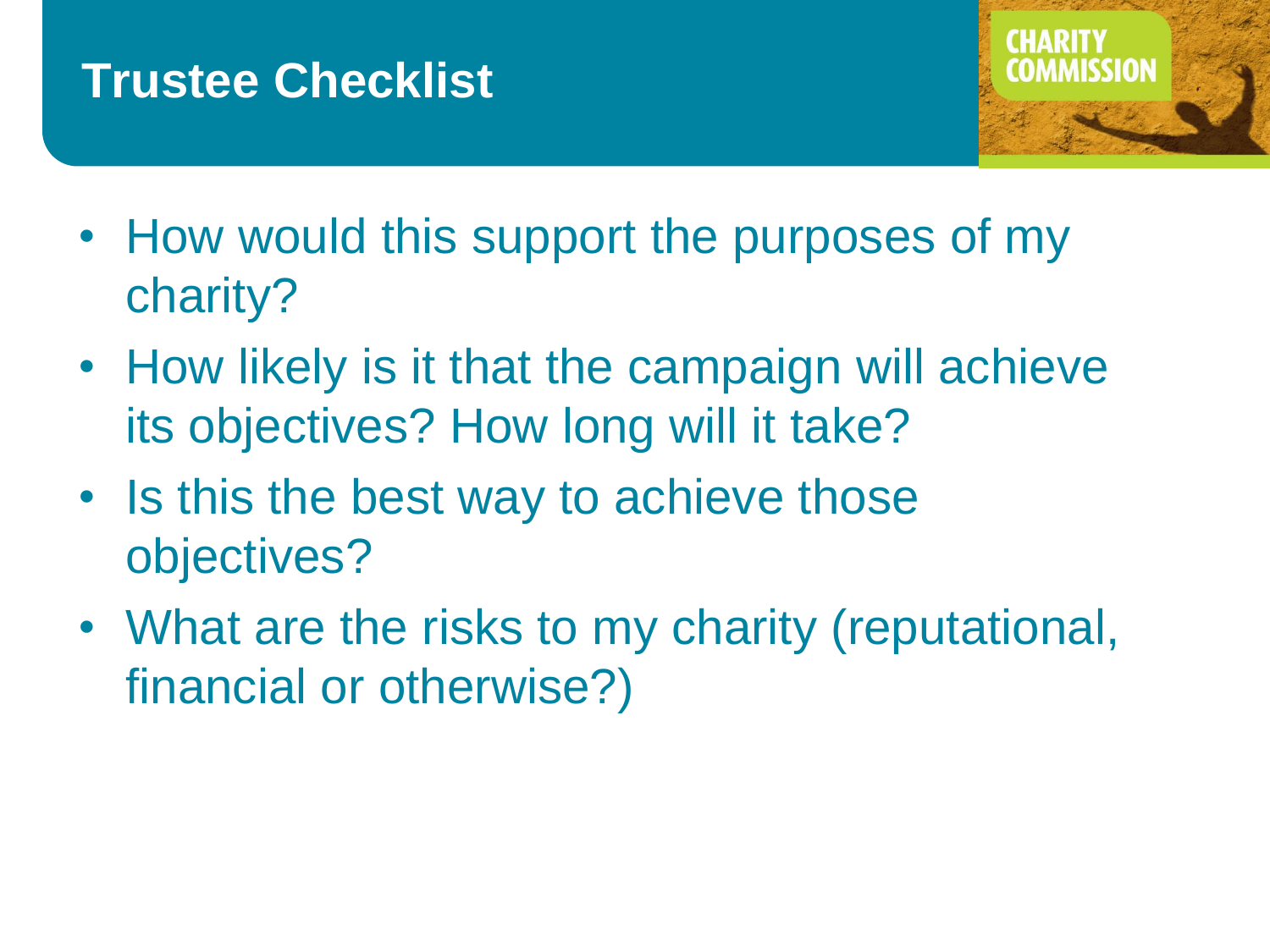# Trustee Checklist

- How would this support the purposes of my charity?
- How likely is it that the campaign will achieve its objectives? How long will it take?
- Is this the best way to achieve those objectives?
- What are the risks to my charity (reputational, financial or otherwise?)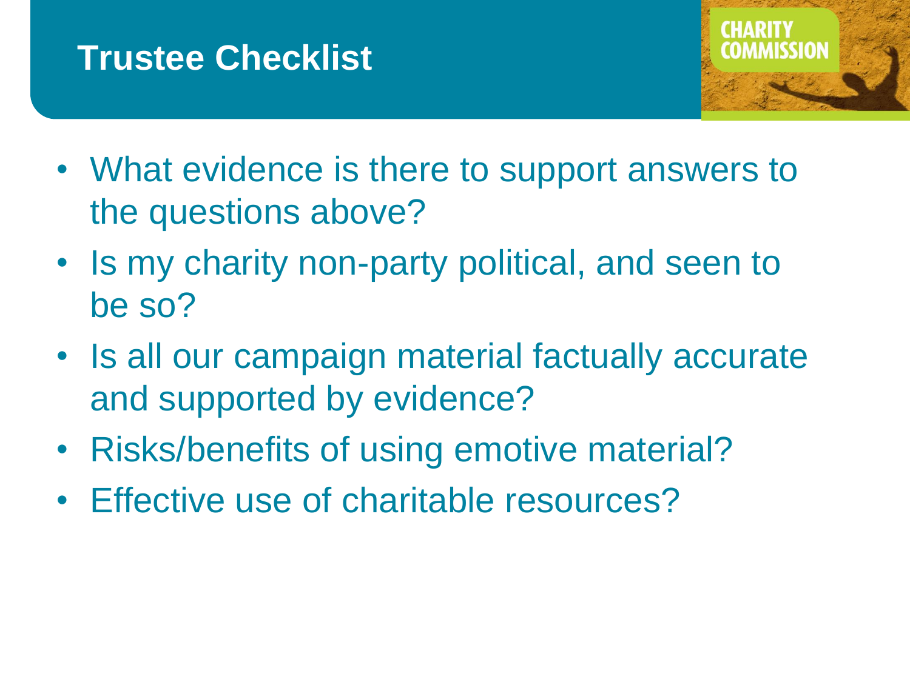# Trustee Checklist

- What evidence is there to support answers to the questions above?
- Is my charity non-party political, and seen to be so?
- Is all our campaign material factually accurate and supported by evidence?
- Risks/benefits of using emotive material?
- Effective use of charitable resources?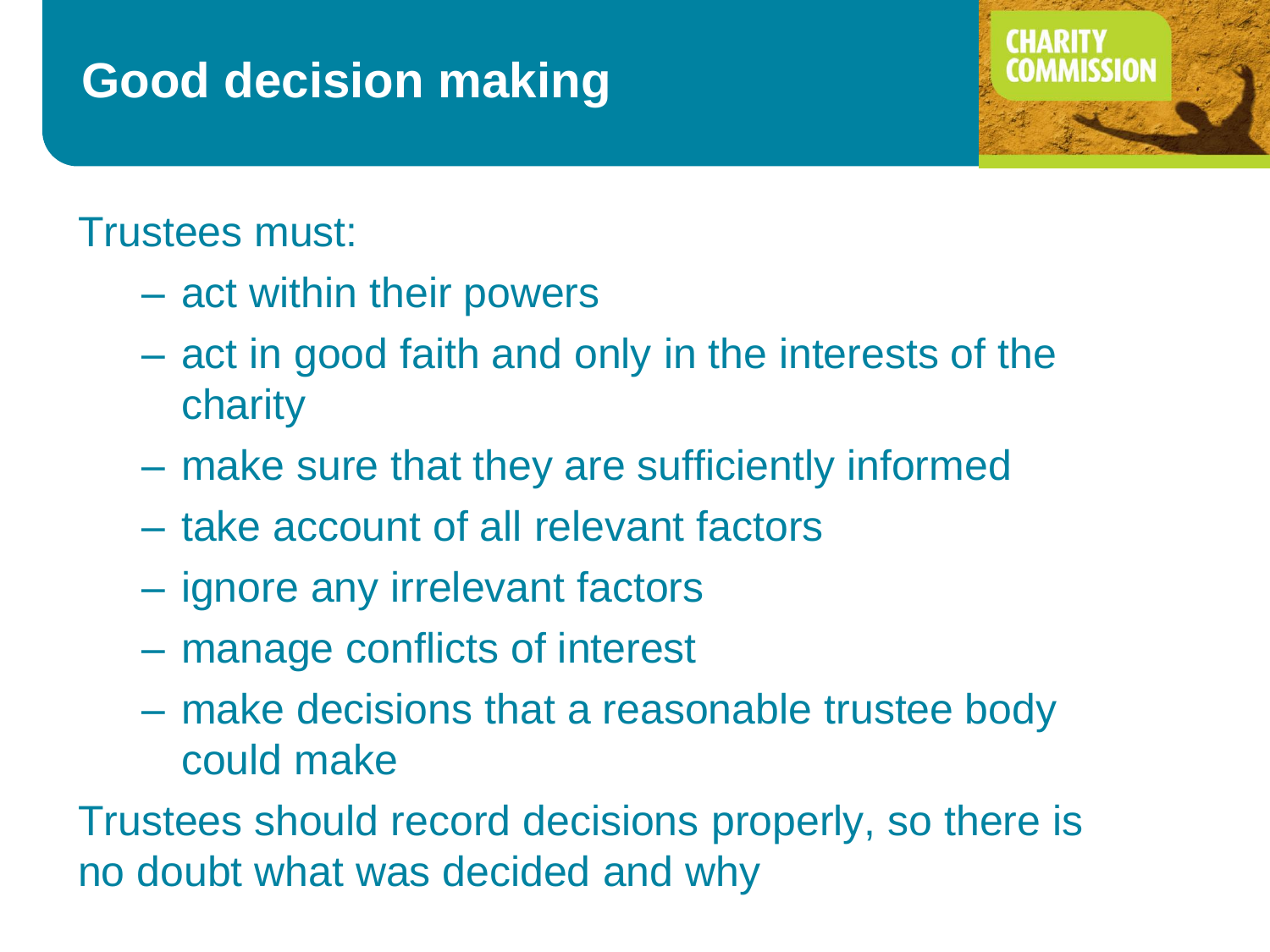# Good decision making

Trustees must:

- act within their powers
- act in good faith and only in the interests of the charity
- make sure that they are sufficiently informed
- take account of all relevant factors
- ignore any irrelevant factors
- manage conflicts of interest
- make decisions that a reasonable trustee body could make

Trustees should record decisions properly, so there is no doubt what was decided and why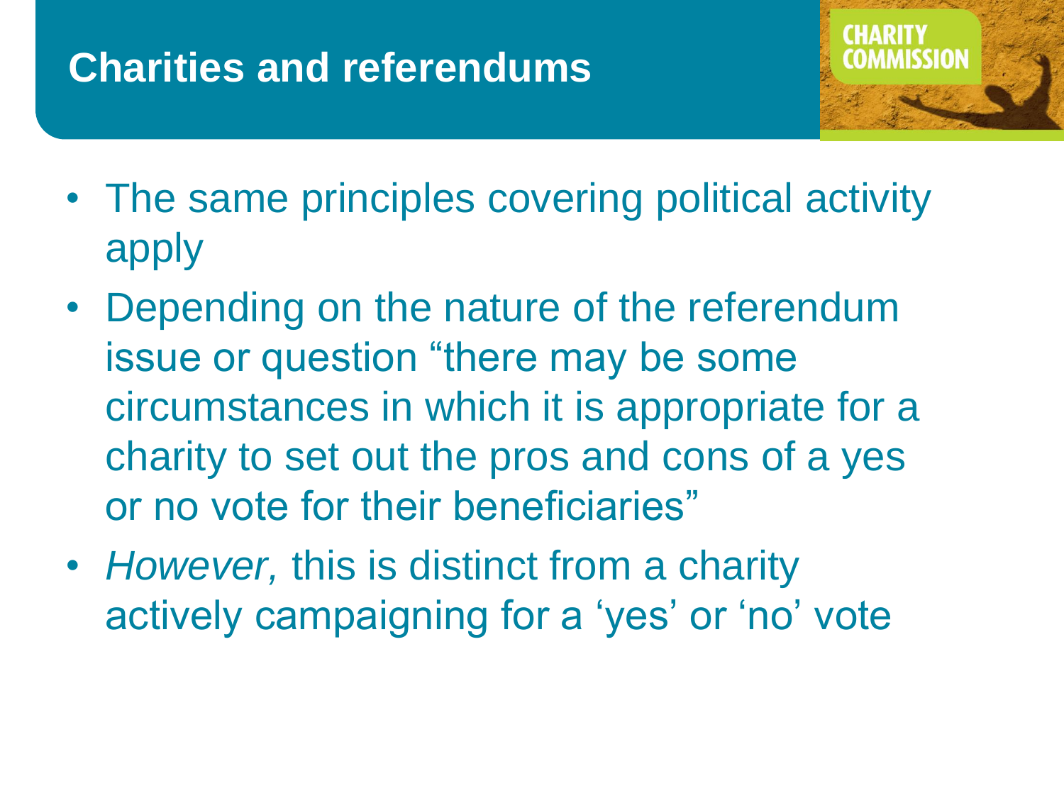# Charities and referendums

- The same principles covering political activity apply
- Depending on the nature of the referendum issue or question "there may be some circumstances in which it is appropriate for a charity to set out the pros and cons of a yes or no vote for their beneficiaries"
- *However,* this is distinct from a charity actively campaigning for a 'yes' or 'no' vote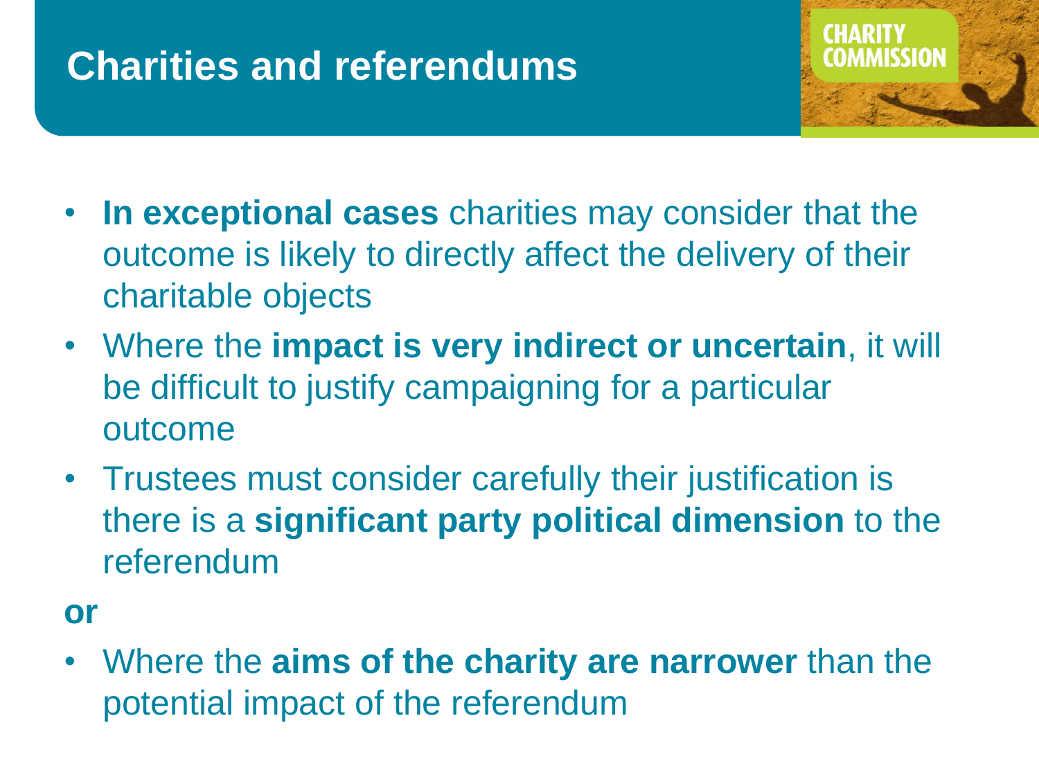# Charities and referendums

- **In exceptional cases** charities may consider that the outcome is likely to directly affect the delivery of their charitable objects
- Where the **impact is very indirect or uncertain**, it will be difficult to justify campaigning for a particular outcome
- Trustees must consider carefully their justification is there is a **significant party political dimension** to the referendum

**or**

- Where the **aims of the charity are narrower** than the potential impact of the referendum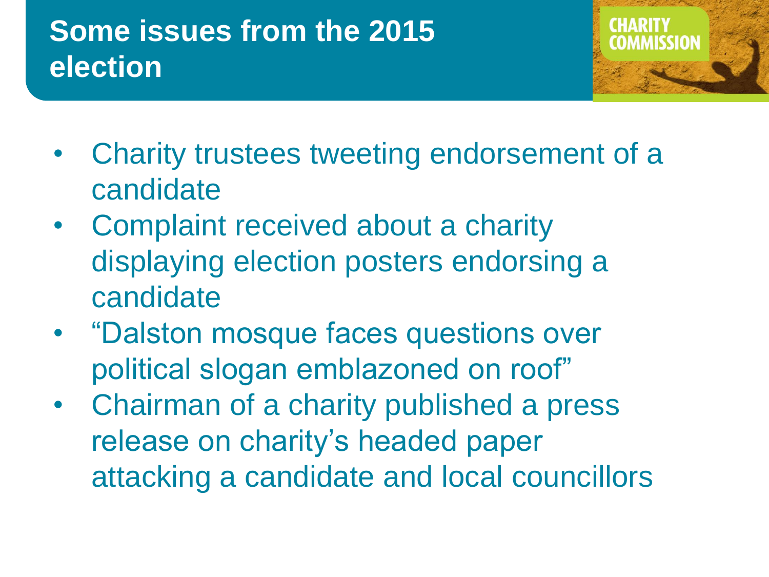# Some issues from the 2015 election

- Charity trustees tweeting endorsement of a candidate
- Complaint received about a charity displaying election posters endorsing a candidate
- "Dalston mosque faces questions over political slogan emblazoned on roof"
- Chairman of a charity published a press release on charity's headed paper attacking a candidate and local councillors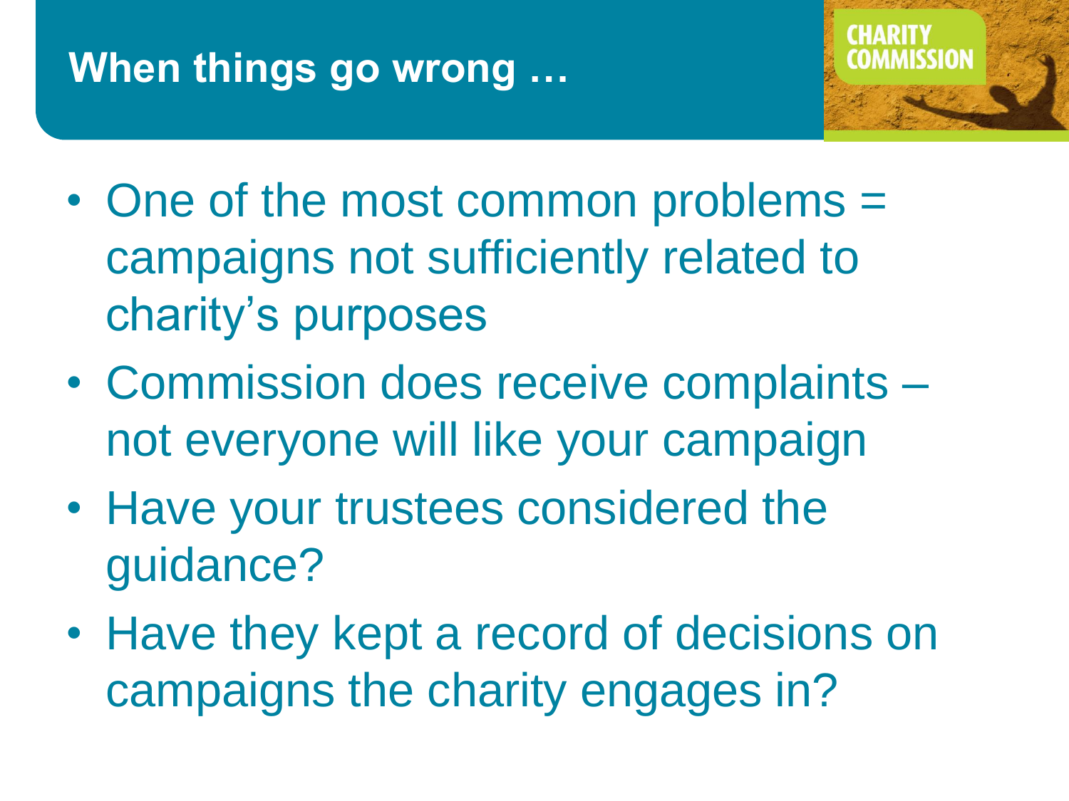## When things go wrong …

- One of the most common problems = campaigns not sufficiently related to charity's purposes
- Commission does receive complaints – not everyone will like your campaign
- Have your trustees considered the guidance?
- Have they kept a record of decisions on campaigns the charity engages in?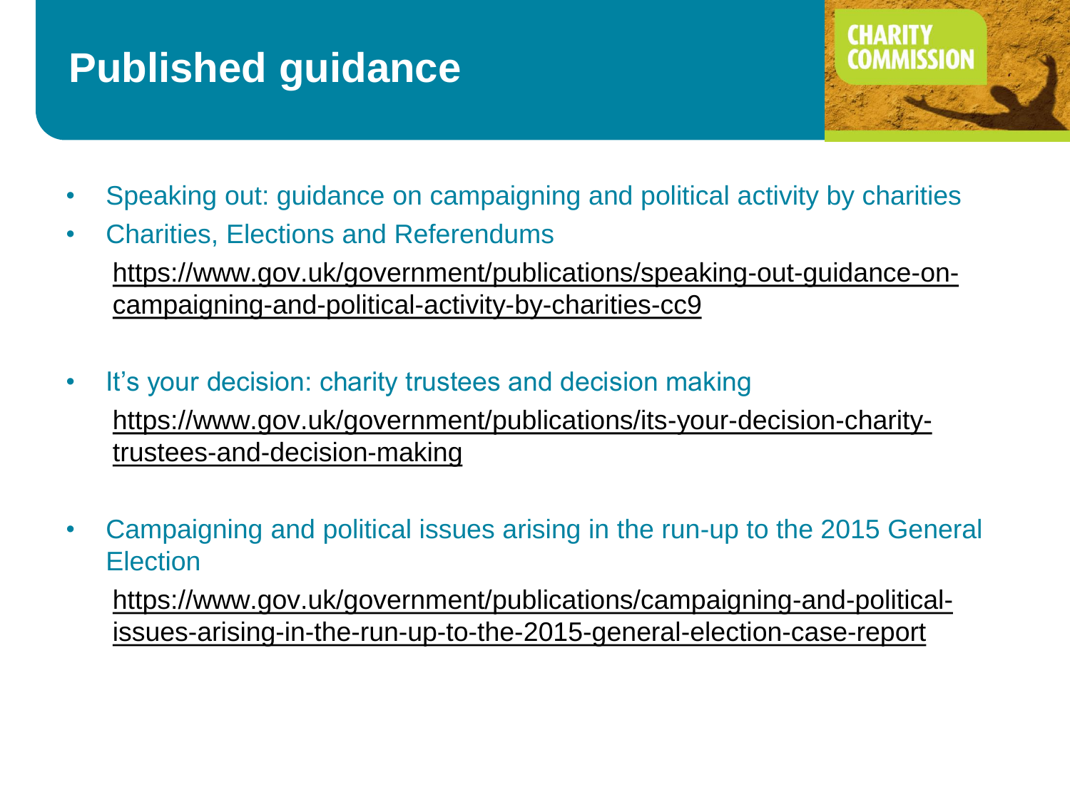# Published guidance

- Speaking out: guidance on campaigning and political activity by charities
- Charities, Elections and Referendums

  https://www.gov.uk/government/publications/speaking-out-guidance-on-campaigning-and-political-activity-by-charities-cc9

- It's your decision: charity trustees and decision making

  https://www.gov.uk/government/publications/its-your-decision-charity-trustees-and-decision-making

- Campaigning and political issues arising in the run-up to the 2015 General Election

  https://www.gov.uk/government/publications/campaigning-and-political-issues-arising-in-the-run-up-to-the-2015-general-election-case-report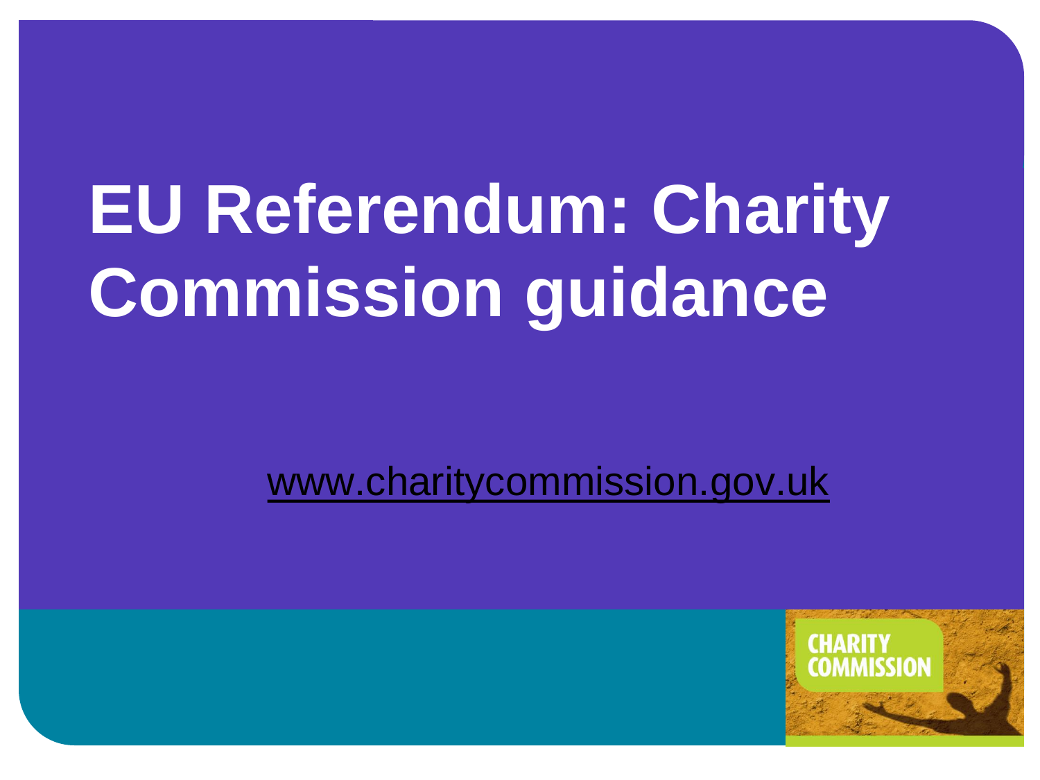# EU Referendum: Charity Commission guidance

www.charitycommission.gov.uk

CHARITY COMMISSION